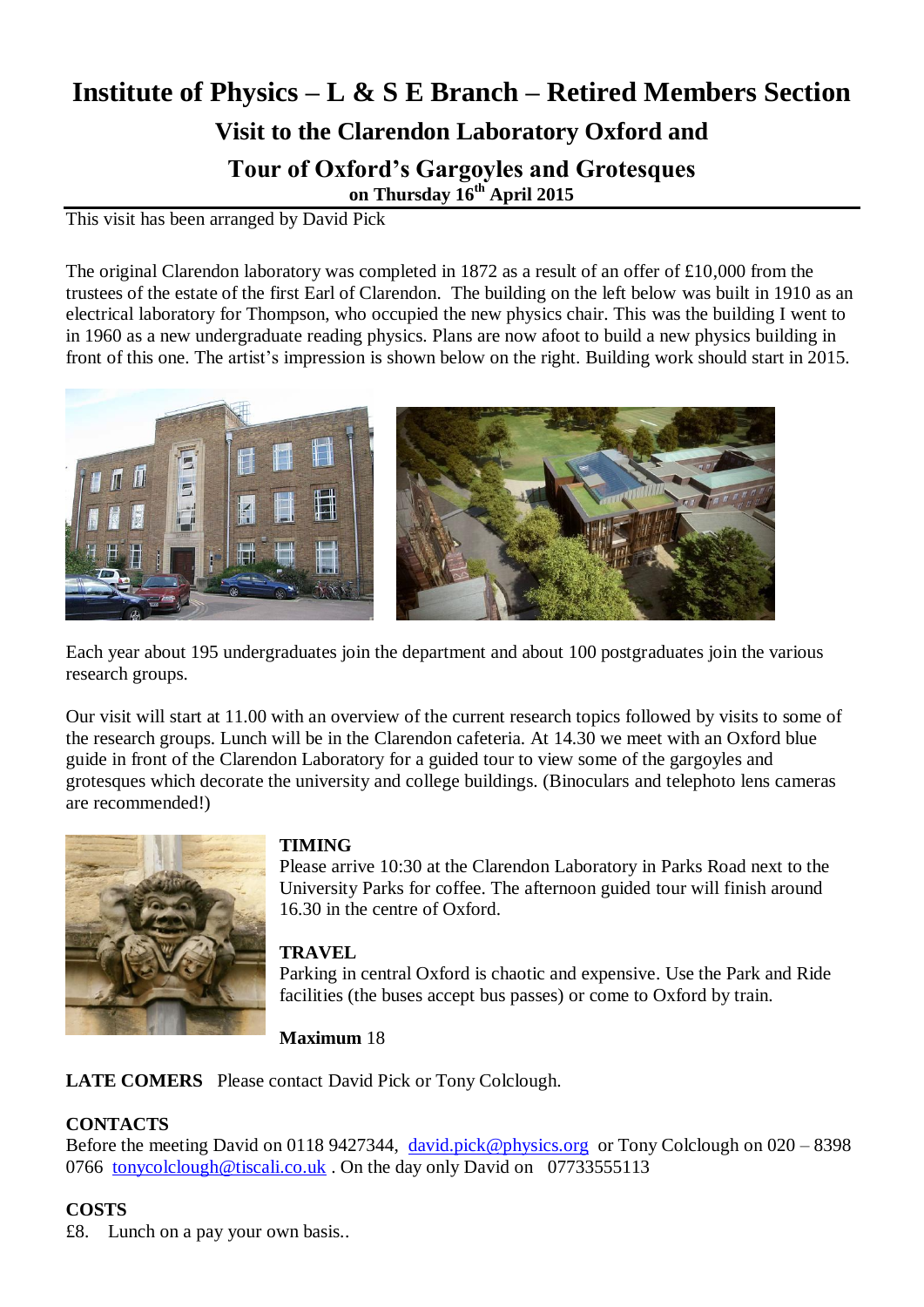# Institute of Physics – L & S E Branch – Retired Members Section

## Visit to the Clarendon Laboratory Oxford and

## Tour of Oxford's Gargoyles and Grotesques

**on Thursday 16th April 2015**

This visit has been arranged by David Pick

The original Clarendon laboratory was completed in 1872 as a result of an offer of £10,000 from the trustees of the estate of the first Earl of Clarendon. The building on the left below was built in 1910 as an electrical laboratory for Thompson, who occupied the new physics chair. This was the building I went to in 1960 as a new undergraduate reading physics. Plans are now afoot to build a new physics building in front of this one. The artist's impression is shown below on the right. Building work should start in 2015.

Each year about 195 undergraduates join the department and about 100 postgraduates join the various research groups.

Our visit will start at 11.00 with an overview of the current research topics followed by visits to some of the research groups. Lunch will be in the Clarendon cafeteria. At 14.30 we meet with an Oxford blue guide in front of the Clarendon Laboratory for a guided tour to view some of the gargoyles and grotesques which decorate the university and college buildings. (Binoculars and telephoto lens cameras are recommended!)

**TIMING**
Please arrive 10:30 at the Clarendon Laboratory in Parks Road next to the University Parks for coffee. The afternoon guided tour will finish around 16.30 in the centre of Oxford.

**TRAVEL**
Parking in central Oxford is chaotic and expensive. Use the Park and Ride facilities (the buses accept bus passes) or come to Oxford by train.

**Maximum** 18

**LATE COMERS** Please contact David Pick or Tony Colclough.

**CONTACTS**
Before the meeting David on 0118 9427344, david.pick@physics.org or Tony Colclough on 020 – 8398 0766 tonycolclough@tiscali.co.uk . On the day only David on 07733555113

**COSTS**
£8. Lunch on a pay your own basis..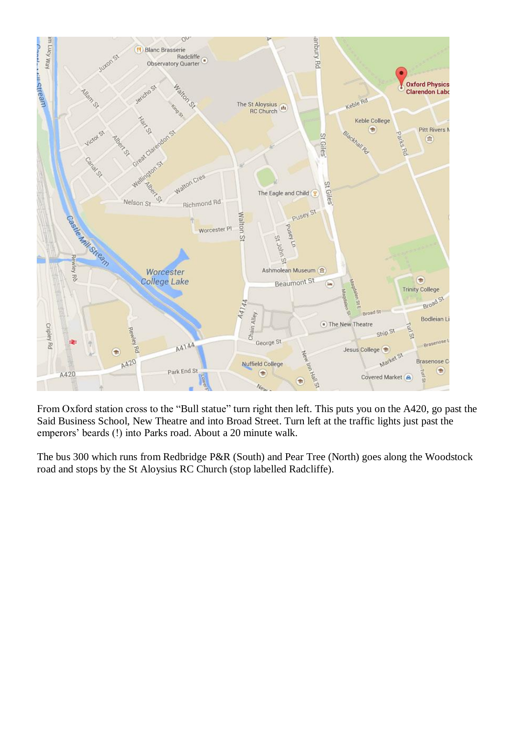From Oxford station cross to the “Bull statue” turn right then left. This puts you on the A420, go past the Said Business School, New Theatre and into Broad Street. Turn left at the traffic lights just past the emperors’ beards (!) into Parks road. About a 20 minute walk.

The bus 300 which runs from Redbridge P&R (South) and Pear Tree (North) goes along the Woodstock road and stops by the St Aloysius RC Church (stop labelled Radcliffe).